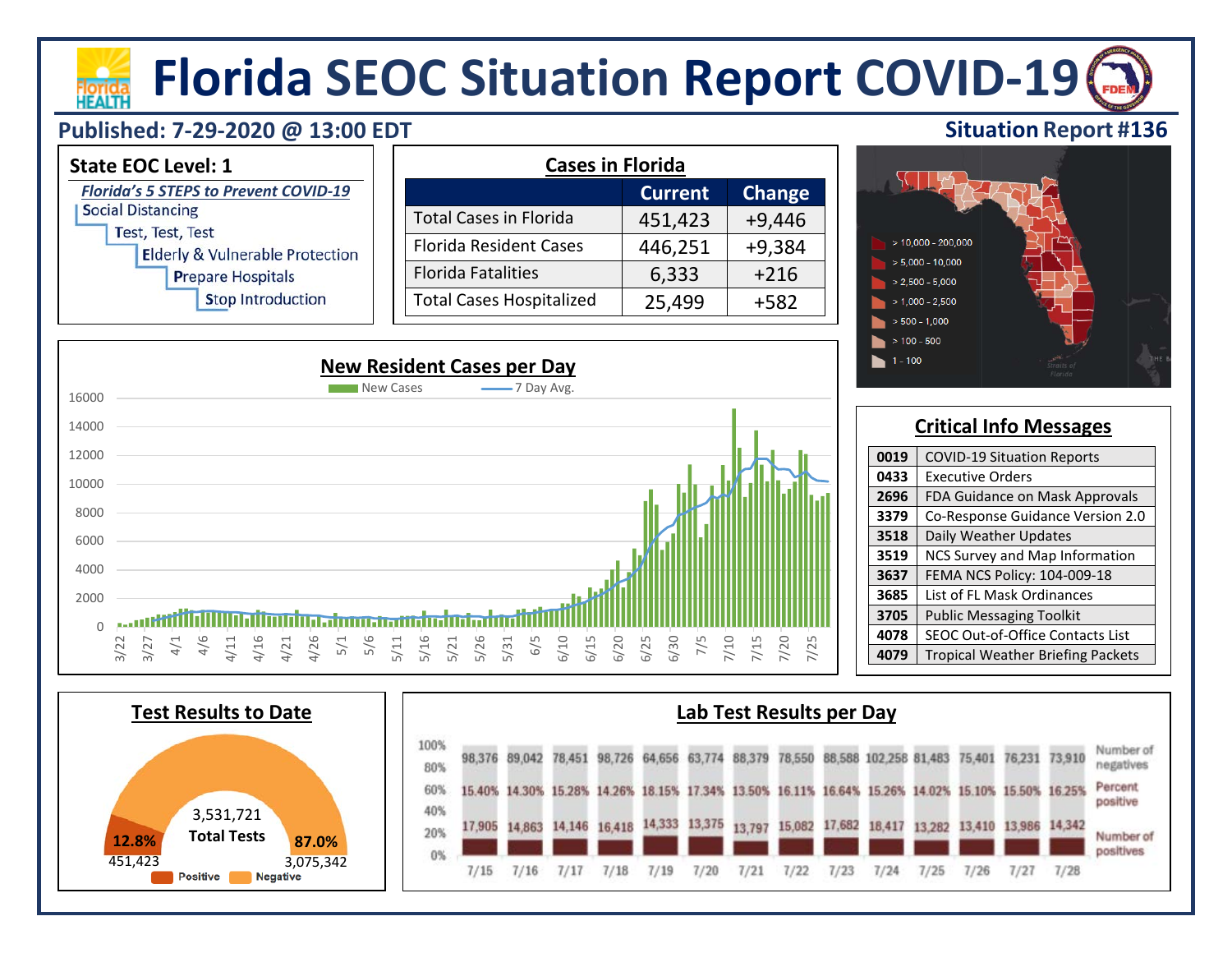# Florida SEOC Situation Report COVID-19

**Published: 7-29-2020 @ 13:00 EDT**

**Situation Report #136**

## State EOC Level: 1

*Florida's 5 STEPS to Prevent COVID-19*

- Social Distancing
  - Test, Test, Test
    - Elderly & Vulnerable Protection
      - Prepare Hospitals
        - Stop Introduction

## Cases in Florida

| | Current | Change |
|---|---|---|
| Total Cases in Florida | 451,423 | +9,446 |
| Florida Resident Cases | 446,251 | +9,384 |
| Florida Fatalities | 6,333 | +216 |
| Total Cases Hospitalized | 25,499 | +582 |

Map legend:
- > 10,000 - 200,000
- > 5,000 - 10,000
- > 2,500 - 5,000
- > 1,000 - 2,500
- > 500 - 1,000
- > 100 - 500
- 1 - 100

## New Resident Cases per Day

New Cases — 7 Day Avg.

## Critical Info Messages

| | |
|---|---|
| 0019 | COVID-19 Situation Reports |
| 0433 | Executive Orders |
| 2696 | FDA Guidance on Mask Approvals |
| 3379 | Co-Response Guidance Version 2.0 |
| 3518 | Daily Weather Updates |
| 3519 | NCS Survey and Map Information |
| 3637 | FEMA NCS Policy: 104-009-18 |
| 3685 | List of FL Mask Ordinances |
| 3705 | Public Messaging Toolkit |
| 4078 | SEOC Out-of-Office Contacts List |
| 4079 | Tropical Weather Briefing Packets |

## Test Results to Date

3,531,721 Total Tests

- Positive: 12.8% — 451,423
- Negative: 87.0% — 3,075,342

## Lab Test Results per Day

| | 7/15 | 7/16 | 7/17 | 7/18 | 7/19 | 7/20 | 7/21 | 7/22 | 7/23 | 7/24 | 7/25 | 7/26 | 7/27 | 7/28 |
|---|---|---|---|---|---|---|---|---|---|---|---|---|---|---|
| Number of negatives | 98,376 | 89,042 | 78,451 | 98,726 | 64,656 | 63,774 | 88,379 | 78,550 | 88,588 | 102,258 | 81,483 | 75,401 | 76,231 | 73,910 |
| Percent positive | 15.40% | 14.30% | 15.28% | 14.26% | 18.15% | 17.34% | 13.50% | 16.11% | 16.64% | 15.26% | 14.02% | 15.10% | 15.50% | 16.25% |
| Number of positives | 17,905 | 14,863 | 14,146 | 16,418 | 14,333 | 13,375 | 13,797 | 15,082 | 17,682 | 18,417 | 13,282 | 13,410 | 13,986 | 14,342 |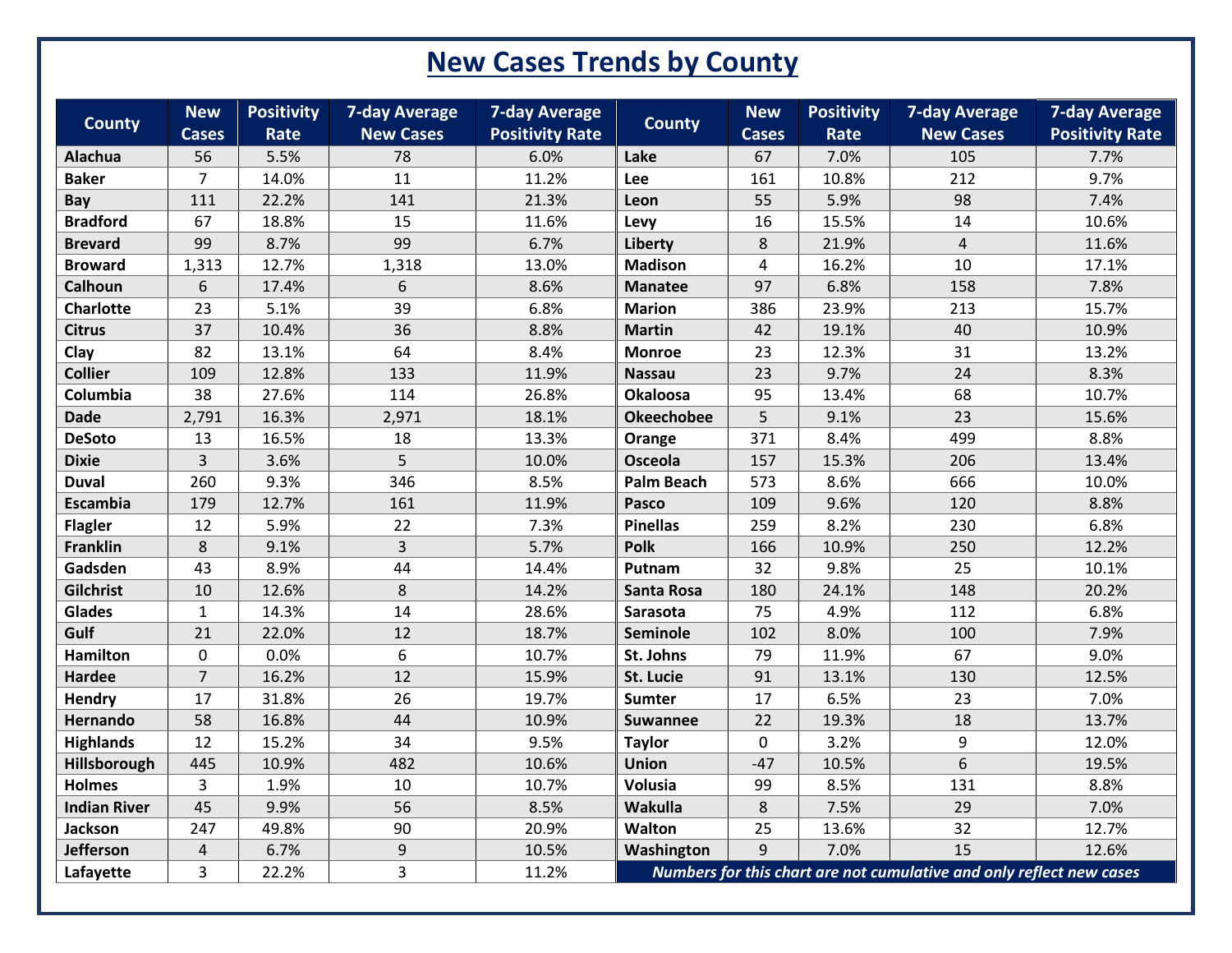# New Cases Trends by County

| County | New Cases | Positivity Rate | 7-day Average New Cases | 7-day Average Positivity Rate | County | New Cases | Positivity Rate | 7-day Average New Cases | 7-day Average Positivity Rate |
|---|---|---|---|---|---|---|---|---|---|
| Alachua | 56 | 5.5% | 78 | 6.0% | Lake | 67 | 7.0% | 105 | 7.7% |
| Baker | 7 | 14.0% | 11 | 11.2% | Lee | 161 | 10.8% | 212 | 9.7% |
| Bay | 111 | 22.2% | 141 | 21.3% | Leon | 55 | 5.9% | 98 | 7.4% |
| Bradford | 67 | 18.8% | 15 | 11.6% | Levy | 16 | 15.5% | 14 | 10.6% |
| Brevard | 99 | 8.7% | 99 | 6.7% | Liberty | 8 | 21.9% | 4 | 11.6% |
| Broward | 1,313 | 12.7% | 1,318 | 13.0% | Madison | 4 | 16.2% | 10 | 17.1% |
| Calhoun | 6 | 17.4% | 6 | 8.6% | Manatee | 97 | 6.8% | 158 | 7.8% |
| Charlotte | 23 | 5.1% | 39 | 6.8% | Marion | 386 | 23.9% | 213 | 15.7% |
| Citrus | 37 | 10.4% | 36 | 8.8% | Martin | 42 | 19.1% | 40 | 10.9% |
| Clay | 82 | 13.1% | 64 | 8.4% | Monroe | 23 | 12.3% | 31 | 13.2% |
| Collier | 109 | 12.8% | 133 | 11.9% | Nassau | 23 | 9.7% | 24 | 8.3% |
| Columbia | 38 | 27.6% | 114 | 26.8% | Okaloosa | 95 | 13.4% | 68 | 10.7% |
| Dade | 2,791 | 16.3% | 2,971 | 18.1% | Okeechobee | 5 | 9.1% | 23 | 15.6% |
| DeSoto | 13 | 16.5% | 18 | 13.3% | Orange | 371 | 8.4% | 499 | 8.8% |
| Dixie | 3 | 3.6% | 5 | 10.0% | Osceola | 157 | 15.3% | 206 | 13.4% |
| Duval | 260 | 9.3% | 346 | 8.5% | Palm Beach | 573 | 8.6% | 666 | 10.0% |
| Escambia | 179 | 12.7% | 161 | 11.9% | Pasco | 109 | 9.6% | 120 | 8.8% |
| Flagler | 12 | 5.9% | 22 | 7.3% | Pinellas | 259 | 8.2% | 230 | 6.8% |
| Franklin | 8 | 9.1% | 3 | 5.7% | Polk | 166 | 10.9% | 250 | 12.2% |
| Gadsden | 43 | 8.9% | 44 | 14.4% | Putnam | 32 | 9.8% | 25 | 10.1% |
| Gilchrist | 10 | 12.6% | 8 | 14.2% | Santa Rosa | 180 | 24.1% | 148 | 20.2% |
| Glades | 1 | 14.3% | 14 | 28.6% | Sarasota | 75 | 4.9% | 112 | 6.8% |
| Gulf | 21 | 22.0% | 12 | 18.7% | Seminole | 102 | 8.0% | 100 | 7.9% |
| Hamilton | 0 | 0.0% | 6 | 10.7% | St. Johns | 79 | 11.9% | 67 | 9.0% |
| Hardee | 7 | 16.2% | 12 | 15.9% | St. Lucie | 91 | 13.1% | 130 | 12.5% |
| Hendry | 17 | 31.8% | 26 | 19.7% | Sumter | 17 | 6.5% | 23 | 7.0% |
| Hernando | 58 | 16.8% | 44 | 10.9% | Suwannee | 22 | 19.3% | 18 | 13.7% |
| Highlands | 12 | 15.2% | 34 | 9.5% | Taylor | 0 | 3.2% | 9 | 12.0% |
| Hillsborough | 445 | 10.9% | 482 | 10.6% | Union | -47 | 10.5% | 6 | 19.5% |
| Holmes | 3 | 1.9% | 10 | 10.7% | Volusia | 99 | 8.5% | 131 | 8.8% |
| Indian River | 45 | 9.9% | 56 | 8.5% | Wakulla | 8 | 7.5% | 29 | 7.0% |
| Jackson | 247 | 49.8% | 90 | 20.9% | Walton | 25 | 13.6% | 32 | 12.7% |
| Jefferson | 4 | 6.7% | 9 | 10.5% | Washington | 9 | 7.0% | 15 | 12.6% |
| Lafayette | 3 | 22.2% | 3 | 11.2% | | | | | |

*Numbers for this chart are not cumulative and only reflect new cases*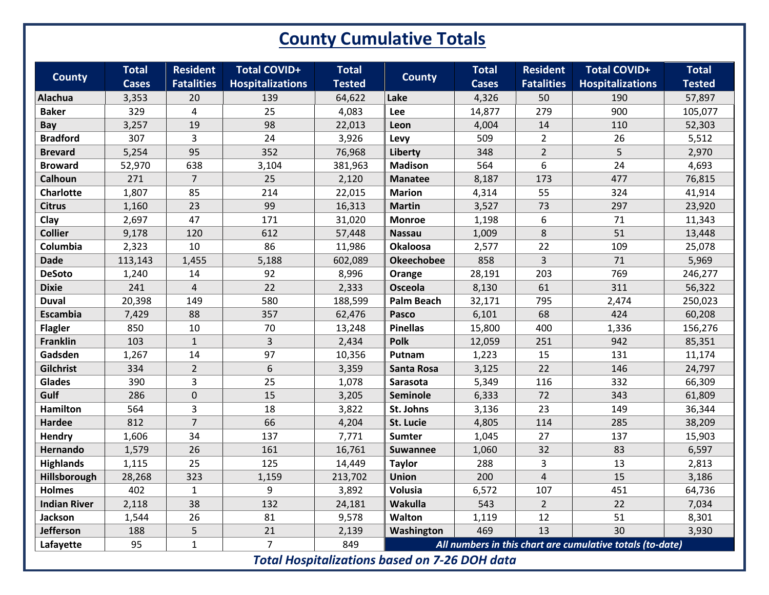# County Cumulative Totals

| County | Total Cases | Resident Fatalities | Total COVID+ Hospitalizations | Total Tested | County | Total Cases | Resident Fatalities | Total COVID+ Hospitalizations | Total Tested |
|---|---|---|---|---|---|---|---|---|---|
| Alachua | 3,353 | 20 | 139 | 64,622 | Lake | 4,326 | 50 | 190 | 57,897 |
| Baker | 329 | 4 | 25 | 4,083 | Lee | 14,877 | 279 | 900 | 105,077 |
| Bay | 3,257 | 19 | 98 | 22,013 | Leon | 4,004 | 14 | 110 | 52,303 |
| Bradford | 307 | 3 | 24 | 3,926 | Levy | 509 | 2 | 26 | 5,512 |
| Brevard | 5,254 | 95 | 352 | 76,968 | Liberty | 348 | 2 | 5 | 2,970 |
| Broward | 52,970 | 638 | 3,104 | 381,963 | Madison | 564 | 6 | 24 | 4,693 |
| Calhoun | 271 | 7 | 25 | 2,120 | Manatee | 8,187 | 173 | 477 | 76,815 |
| Charlotte | 1,807 | 85 | 214 | 22,015 | Marion | 4,314 | 55 | 324 | 41,914 |
| Citrus | 1,160 | 23 | 99 | 16,313 | Martin | 3,527 | 73 | 297 | 23,920 |
| Clay | 2,697 | 47 | 171 | 31,020 | Monroe | 1,198 | 6 | 71 | 11,343 |
| Collier | 9,178 | 120 | 612 | 57,448 | Nassau | 1,009 | 8 | 51 | 13,448 |
| Columbia | 2,323 | 10 | 86 | 11,986 | Okaloosa | 2,577 | 22 | 109 | 25,078 |
| Dade | 113,143 | 1,455 | 5,188 | 602,089 | Okeechobee | 858 | 3 | 71 | 5,969 |
| DeSoto | 1,240 | 14 | 92 | 8,996 | Orange | 28,191 | 203 | 769 | 246,277 |
| Dixie | 241 | 4 | 22 | 2,333 | Osceola | 8,130 | 61 | 311 | 56,322 |
| Duval | 20,398 | 149 | 580 | 188,599 | Palm Beach | 32,171 | 795 | 2,474 | 250,023 |
| Escambia | 7,429 | 88 | 357 | 62,476 | Pasco | 6,101 | 68 | 424 | 60,208 |
| Flagler | 850 | 10 | 70 | 13,248 | Pinellas | 15,800 | 400 | 1,336 | 156,276 |
| Franklin | 103 | 1 | 3 | 2,434 | Polk | 12,059 | 251 | 942 | 85,351 |
| Gadsden | 1,267 | 14 | 97 | 10,356 | Putnam | 1,223 | 15 | 131 | 11,174 |
| Gilchrist | 334 | 2 | 6 | 3,359 | Santa Rosa | 3,125 | 22 | 146 | 24,797 |
| Glades | 390 | 3 | 25 | 1,078 | Sarasota | 5,349 | 116 | 332 | 66,309 |
| Gulf | 286 | 0 | 15 | 3,205 | Seminole | 6,333 | 72 | 343 | 61,809 |
| Hamilton | 564 | 3 | 18 | 3,822 | St. Johns | 3,136 | 23 | 149 | 36,344 |
| Hardee | 812 | 7 | 66 | 4,204 | St. Lucie | 4,805 | 114 | 285 | 38,209 |
| Hendry | 1,606 | 34 | 137 | 7,771 | Sumter | 1,045 | 27 | 137 | 15,903 |
| Hernando | 1,579 | 26 | 161 | 16,761 | Suwannee | 1,060 | 32 | 83 | 6,597 |
| Highlands | 1,115 | 25 | 125 | 14,449 | Taylor | 288 | 3 | 13 | 2,813 |
| Hillsborough | 28,268 | 323 | 1,159 | 213,702 | Union | 200 | 4 | 15 | 3,186 |
| Holmes | 402 | 1 | 9 | 3,892 | Volusia | 6,572 | 107 | 451 | 64,736 |
| Indian River | 2,118 | 38 | 132 | 24,181 | Wakulla | 543 | 2 | 22 | 7,034 |
| Jackson | 1,544 | 26 | 81 | 9,578 | Walton | 1,119 | 12 | 51 | 8,301 |
| Jefferson | 188 | 5 | 21 | 2,139 | Washington | 469 | 13 | 30 | 3,930 |
| Lafayette | 95 | 1 | 7 | 849 | *All numbers in this chart are cumulative totals (to-date)* | | | | |

***Total Hospitalizations based on 7-26 DOH data***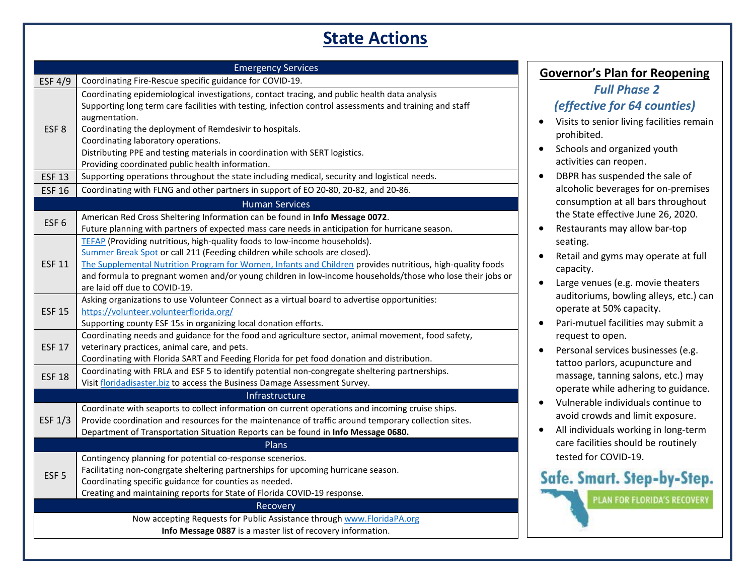# State Actions

| | |
|---|---|
| **Emergency Services** | |
| ESF 4/9 | Coordinating Fire-Rescue specific guidance for COVID-19. |
| ESF 8 | Coordinating epidemiological investigations, contact tracing, and public health data analysis<br>Supporting long term care facilities with testing, infection control assessments and training and staff augmentation.<br>Coordinating the deployment of Remdesivir to hospitals.<br>Coordinating laboratory operations.<br>Distributing PPE and testing materials in coordination with SERT logistics.<br>Providing coordinated public health information. |
| ESF 13 | Supporting operations throughout the state including medical, security and logistical needs. |
| ESF 16 | Coordinating with FLNG and other partners in support of EO 20-80, 20-82, and 20-86. |
| **Human Services** | |
| ESF 6 | American Red Cross Sheltering Information can be found in **Info Message 0072**.<br>Future planning with partners of expected mass care needs in anticipation for hurricane season. |
| ESF 11 | TEFAP (Providing nutritious, high-quality foods to low-income households).<br>Summer Break Spot or call 211 (Feeding children while schools are closed).<br>The Supplemental Nutrition Program for Women, Infants and Children provides nutritious, high-quality foods and formula to pregnant women and/or young children in low-income households/those who lose their jobs or are laid off due to COVID-19. |
| ESF 15 | Asking organizations to use Volunteer Connect as a virtual board to advertise opportunities: https://volunteer.volunteerflorida.org/<br>Supporting county ESF 15s in organizing local donation efforts. |
| ESF 17 | Coordinating needs and guidance for the food and agriculture sector, animal movement, food safety, veterinary practices, animal care, and pets.<br>Coordinating with Florida SART and Feeding Florida for pet food donation and distribution. |
| ESF 18 | Coordinating with FRLA and ESF 5 to identify potential non-congregate sheltering partnerships.<br>Visit floridadisaster.biz to access the Business Damage Assessment Survey. |
| **Infrastructure** | |
| ESF 1/3 | Coordinate with seaports to collect information on current operations and incoming cruise ships.<br>Provide coordination and resources for the maintenance of traffic around temporary collection sites.<br>Department of Transportation Situation Reports can be found in **Info Message 0680.** |
| **Plans** | |
| ESF 5 | Contingency planning for potential co-response scenerios.<br>Facilitating non-congrgate sheltering partnerships for upcoming hurricane season.<br>Coordinating specific guidance for counties as needed.<br>Creating and maintaining reports for State of Florida COVID-19 response. |
| **Recovery** | |
| | Now accepting Requests for Public Assistance through www.FloridaPA.org<br>**Info Message 0887** is a master list of recovery information. |

## Governor's Plan for Reopening

***Full Phase 2***

***(effective for 64 counties)***

- Visits to senior living facilities remain prohibited.
- Schools and organized youth activities can reopen.
- DBPR has suspended the sale of alcoholic beverages for on-premises consumption at all bars throughout the State effective June 26, 2020.
- Restaurants may allow bar-top seating.
- Retail and gyms may operate at full capacity.
- Large venues (e.g. movie theaters auditoriums, bowling alleys, etc.) can operate at 50% capacity.
- Pari-mutuel facilities may submit a request to open.
- Personal services businesses (e.g. tattoo parlors, acupuncture and massage, tanning salons, etc.) may operate while adhering to guidance.
- Vulnerable individuals continue to avoid crowds and limit exposure.
- All individuals working in long-term care facilities should be routinely tested for COVID-19.

Safe. Smart. Step-by-Step.

PLAN FOR FLORIDA'S RECOVERY